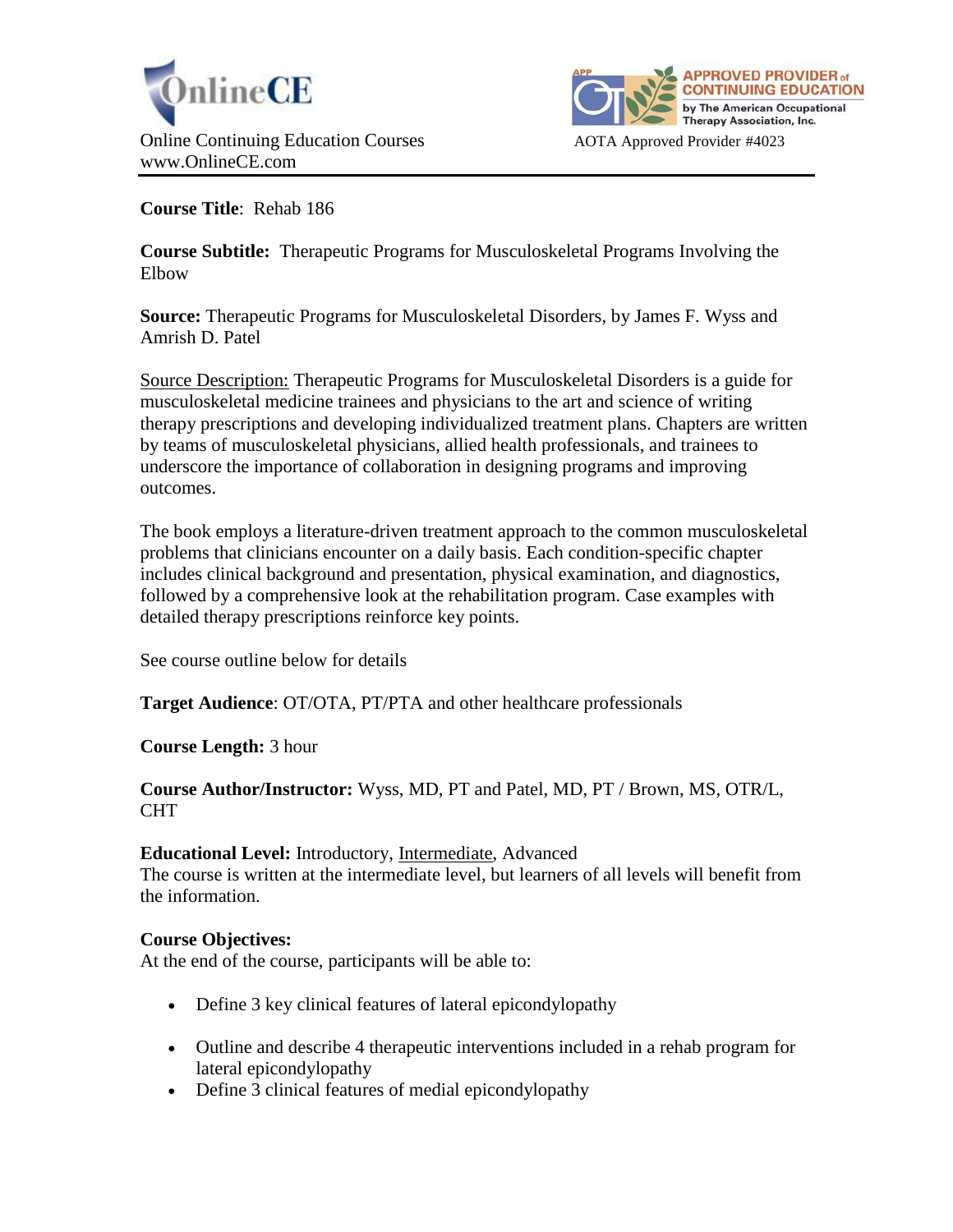OnlineCE

Online Continuing Education Courses
www.OnlineCE.com

APPROVED PROVIDER of CONTINUING EDUCATION by The American Occupational Therapy Association, Inc.

AOTA Approved Provider #4023

**Course Title**: Rehab 186

**Course Subtitle:** Therapeutic Programs for Musculoskeletal Programs Involving the Elbow

**Source:** Therapeutic Programs for Musculoskeletal Disorders, by James F. Wyss and Amrish D. Patel

Source Description: Therapeutic Programs for Musculoskeletal Disorders is a guide for musculoskeletal medicine trainees and physicians to the art and science of writing therapy prescriptions and developing individualized treatment plans. Chapters are written by teams of musculoskeletal physicians, allied health professionals, and trainees to underscore the importance of collaboration in designing programs and improving outcomes.

The book employs a literature-driven treatment approach to the common musculoskeletal problems that clinicians encounter on a daily basis. Each condition-specific chapter includes clinical background and presentation, physical examination, and diagnostics, followed by a comprehensive look at the rehabilitation program. Case examples with detailed therapy prescriptions reinforce key points.

See course outline below for details

**Target Audience**: OT/OTA, PT/PTA and other healthcare professionals

**Course Length:** 3 hour

**Course Author/Instructor:** Wyss, MD, PT and Patel, MD, PT / Brown, MS, OTR/L, CHT

**Educational Level:** Introductory, Intermediate, Advanced
The course is written at the intermediate level, but learners of all levels will benefit from the information.

**Course Objectives:**
At the end of the course, participants will be able to:

- Define 3 key clinical features of lateral epicondylopathy
- Outline and describe 4 therapeutic interventions included in a rehab program for lateral epicondylopathy
- Define 3 clinical features of medial epicondylopathy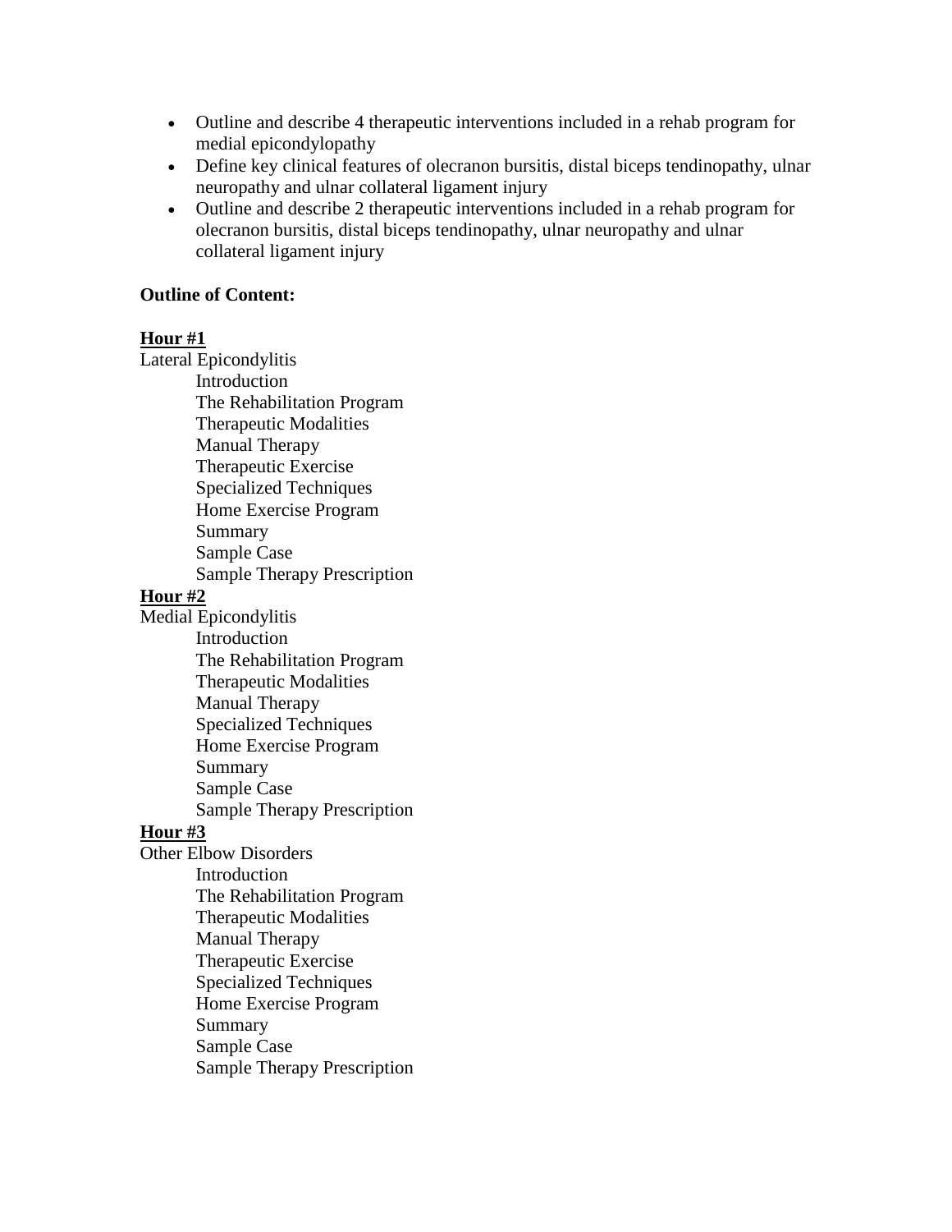- Outline and describe 4 therapeutic interventions included in a rehab program for medial epicondylopathy
- Define key clinical features of olecranon bursitis, distal biceps tendinopathy, ulnar neuropathy and ulnar collateral ligament injury
- Outline and describe 2 therapeutic interventions included in a rehab program for olecranon bursitis, distal biceps tendinopathy, ulnar neuropathy and ulnar collateral ligament injury

**Outline of Content:**

**Hour #1**

Lateral Epicondylitis

- Introduction
- The Rehabilitation Program
- Therapeutic Modalities
- Manual Therapy
- Therapeutic Exercise
- Specialized Techniques
- Home Exercise Program
- Summary
- Sample Case
- Sample Therapy Prescription

**Hour #2**

Medial Epicondylitis

- Introduction
- The Rehabilitation Program
- Therapeutic Modalities
- Manual Therapy
- Specialized Techniques
- Home Exercise Program
- Summary
- Sample Case
- Sample Therapy Prescription

**Hour #3**

Other Elbow Disorders

- Introduction
- The Rehabilitation Program
- Therapeutic Modalities
- Manual Therapy
- Therapeutic Exercise
- Specialized Techniques
- Home Exercise Program
- Summary
- Sample Case
- Sample Therapy Prescription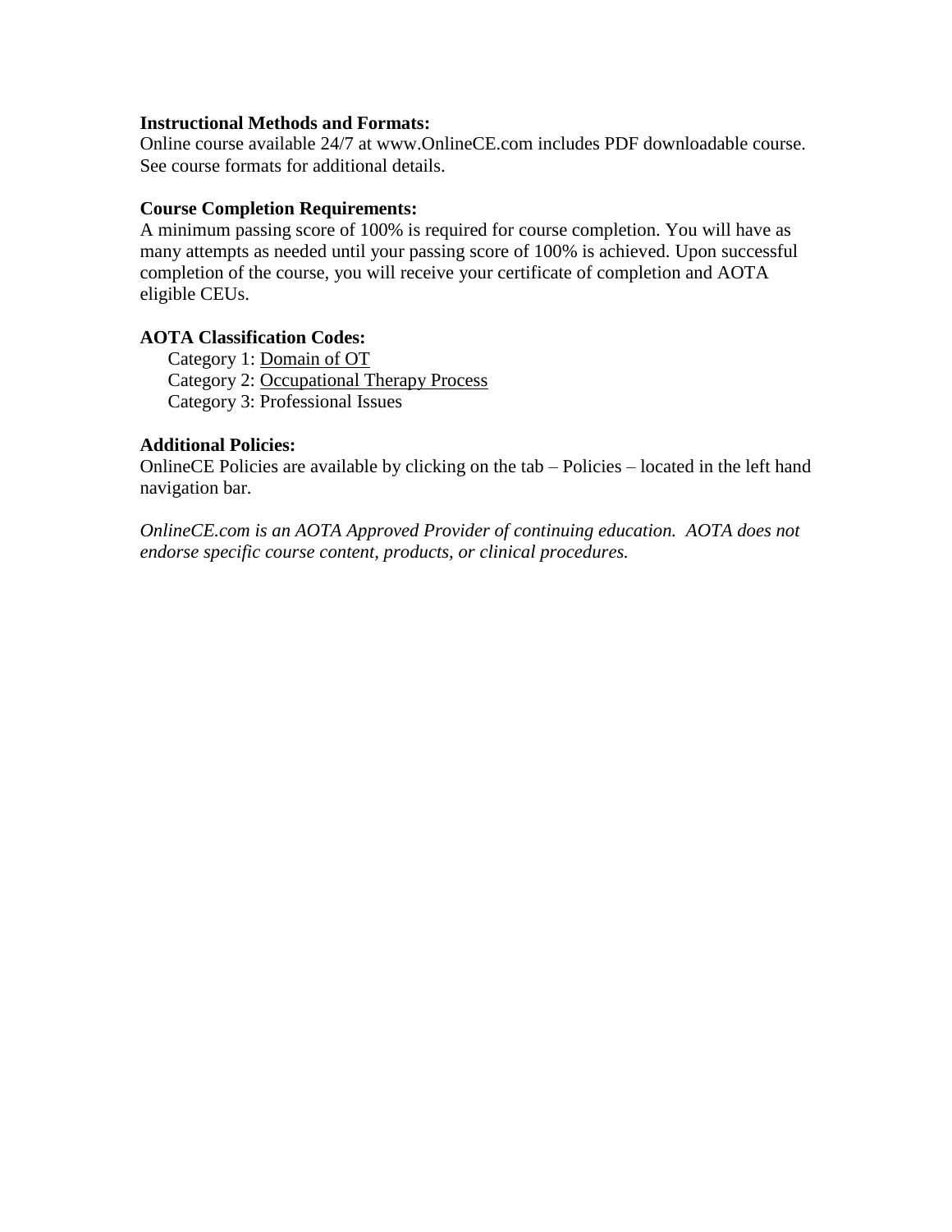**Instructional Methods and Formats:**
Online course available 24/7 at www.OnlineCE.com includes PDF downloadable course. See course formats for additional details.

**Course Completion Requirements:**
A minimum passing score of 100% is required for course completion. You will have as many attempts as needed until your passing score of 100% is achieved. Upon successful completion of the course, you will receive your certificate of completion and AOTA eligible CEUs.

**AOTA Classification Codes:**

Category 1: Domain of OT
Category 2: Occupational Therapy Process
Category 3: Professional Issues

**Additional Policies:**
OnlineCE Policies are available by clicking on the tab – Policies – located in the left hand navigation bar.

*OnlineCE.com is an AOTA Approved Provider of continuing education. AOTA does not endorse specific course content, products, or clinical procedures.*